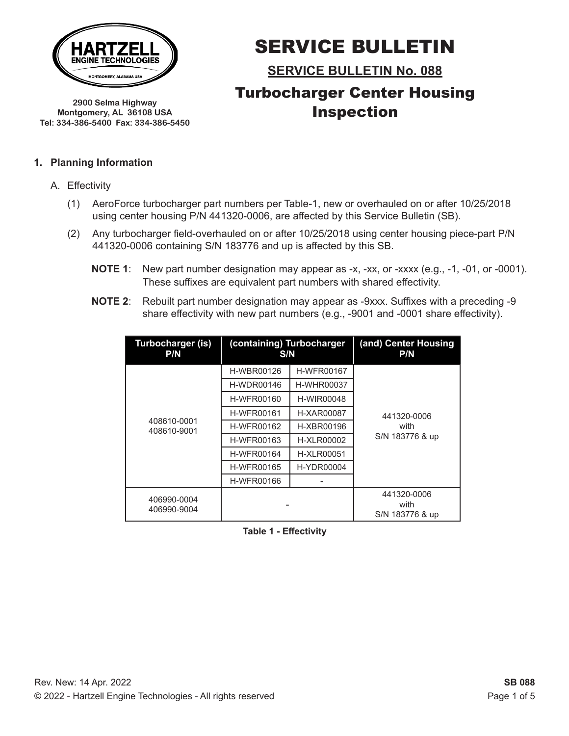HARTZELL ENGINE TECHNOLOGIES
MONTGOMERY, ALABAMA USA

2900 Selma Highway
Montgomery, AL 36108 USA
Tel: 334-386-5400 Fax: 334-386-5450

# SERVICE BULLETIN

## SERVICE BULLETIN No. 088

## Turbocharger Center Housing Inspection

### 1. Planning Information

A. Effectivity

(1) AeroForce turbocharger part numbers per Table-1, new or overhauled on or after 10/25/2018 using center housing P/N 441320-0006, are affected by this Service Bulletin (SB).

(2) Any turbocharger field-overhauled on or after 10/25/2018 using center housing piece-part P/N 441320-0006 containing S/N 183776 and up is affected by this SB.

**NOTE 1**: New part number designation may appear as -x, -xx, or -xxxx (e.g., -1, -01, or -0001). These suffixes are equivalent part numbers with shared effectivity.

**NOTE 2**: Rebuilt part number designation may appear as -9xxx. Suffixes with a preceding -9 share effectivity with new part numbers (e.g., -9001 and -0001 share effectivity).

| Turbocharger (is) P/N | (containing) Turbocharger S/N | | (and) Center Housing P/N |
|---|---|---|---|
| 408610-0001<br>408610-9001 | H-WBR00126 | H-WFR00167 | 441320-0006<br>with<br>S/N 183776 & up |
| | H-WDR00146 | H-WHR00037 | |
| | H-WFR00160 | H-WIR00048 | |
| | H-WFR00161 | H-XAR00087 | |
| | H-WFR00162 | H-XBR00196 | |
| | H-WFR00163 | H-XLR00002 | |
| | H-WFR00164 | H-XLR00051 | |
| | H-WFR00165 | H-YDR00004 | |
| | H-WFR00166 | - | |
| 406990-0004<br>406990-9004 | - | | 441320-0006<br>with<br>S/N 183776 & up |

**Table 1 - Effectivity**

Rev. New: 14 Apr. 2022

© 2022 - Hartzell Engine Technologies - All rights reserved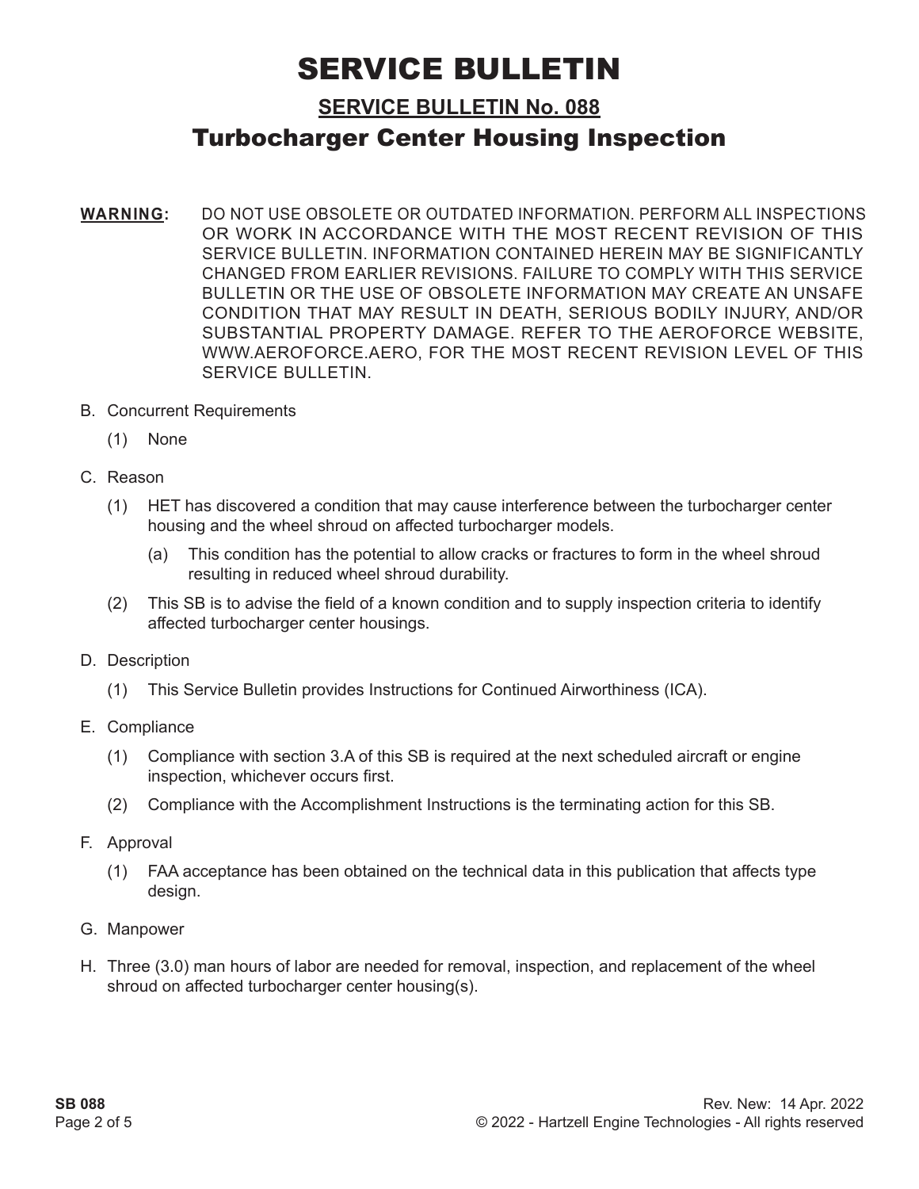# SERVICE BULLETIN

## SERVICE BULLETIN No. 088

## Turbocharger Center Housing Inspection

**WARNING:** DO NOT USE OBSOLETE OR OUTDATED INFORMATION. PERFORM ALL INSPECTIONS OR WORK IN ACCORDANCE WITH THE MOST RECENT REVISION OF THIS SERVICE BULLETIN. INFORMATION CONTAINED HEREIN MAY BE SIGNIFICANTLY CHANGED FROM EARLIER REVISIONS. FAILURE TO COMPLY WITH THIS SERVICE BULLETIN OR THE USE OF OBSOLETE INFORMATION MAY CREATE AN UNSAFE CONDITION THAT MAY RESULT IN DEATH, SERIOUS BODILY INJURY, AND/OR SUBSTANTIAL PROPERTY DAMAGE. REFER TO THE AEROFORCE WEBSITE, WWW.AEROFORCE.AERO, FOR THE MOST RECENT REVISION LEVEL OF THIS SERVICE BULLETIN.

B. Concurrent Requirements

   (1) None

C. Reason

   (1) HET has discovered a condition that may cause interference between the turbocharger center housing and the wheel shroud on affected turbocharger models.

      (a) This condition has the potential to allow cracks or fractures to form in the wheel shroud resulting in reduced wheel shroud durability.

   (2) This SB is to advise the field of a known condition and to supply inspection criteria to identify affected turbocharger center housings.

D. Description

   (1) This Service Bulletin provides Instructions for Continued Airworthiness (ICA).

E. Compliance

   (1) Compliance with section 3.A of this SB is required at the next scheduled aircraft or engine inspection, whichever occurs first.

   (2) Compliance with the Accomplishment Instructions is the terminating action for this SB.

F. Approval

   (1) FAA acceptance has been obtained on the technical data in this publication that affects type design.

G. Manpower

H. Three (3.0) man hours of labor are needed for removal, inspection, and replacement of the wheel shroud on affected turbocharger center housing(s).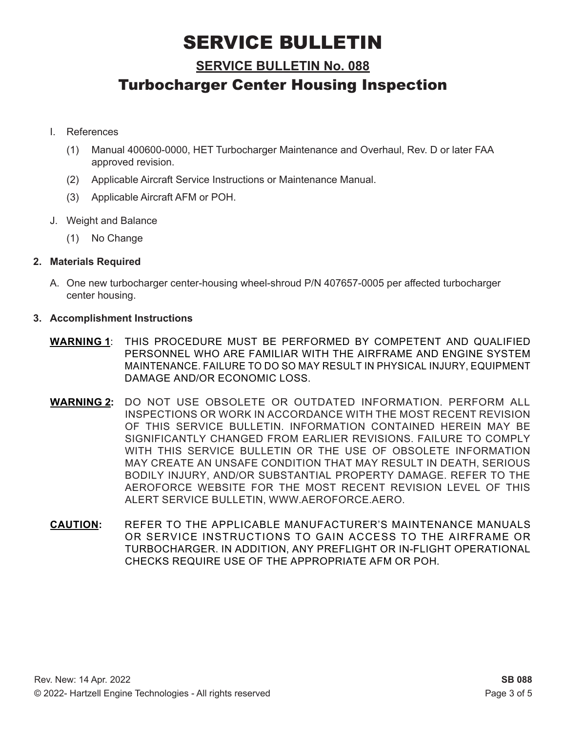# SERVICE BULLETIN

## SERVICE BULLETIN No. 088

## Turbocharger Center Housing Inspection

I. References

(1) Manual 400600-0000, HET Turbocharger Maintenance and Overhaul, Rev. D or later FAA approved revision.

(2) Applicable Aircraft Service Instructions or Maintenance Manual.

(3) Applicable Aircraft AFM or POH.

J. Weight and Balance

(1) No Change

**2. Materials Required**

A. One new turbocharger center-housing wheel-shroud P/N 407657-0005 per affected turbocharger center housing.

**3. Accomplishment Instructions**

**WARNING 1**: THIS PROCEDURE MUST BE PERFORMED BY COMPETENT AND QUALIFIED PERSONNEL WHO ARE FAMILIAR WITH THE AIRFRAME AND ENGINE SYSTEM MAINTENANCE. FAILURE TO DO SO MAY RESULT IN PHYSICAL INJURY, EQUIPMENT DAMAGE AND/OR ECONOMIC LOSS.

**WARNING 2:** DO NOT USE OBSOLETE OR OUTDATED INFORMATION. PERFORM ALL INSPECTIONS OR WORK IN ACCORDANCE WITH THE MOST RECENT REVISION OF THIS SERVICE BULLETIN. INFORMATION CONTAINED HEREIN MAY BE SIGNIFICANTLY CHANGED FROM EARLIER REVISIONS. FAILURE TO COMPLY WITH THIS SERVICE BULLETIN OR THE USE OF OBSOLETE INFORMATION MAY CREATE AN UNSAFE CONDITION THAT MAY RESULT IN DEATH, SERIOUS BODILY INJURY, AND/OR SUBSTANTIAL PROPERTY DAMAGE. REFER TO THE AEROFORCE WEBSITE FOR THE MOST RECENT REVISION LEVEL OF THIS ALERT SERVICE BULLETIN, WWW.AEROFORCE.AERO.

**CAUTION:** REFER TO THE APPLICABLE MANUFACTURER'S MAINTENANCE MANUALS OR SERVICE INSTRUCTIONS TO GAIN ACCESS TO THE AIRFRAME OR TURBOCHARGER. IN ADDITION, ANY PREFLIGHT OR IN-FLIGHT OPERATIONAL CHECKS REQUIRE USE OF THE APPROPRIATE AFM OR POH.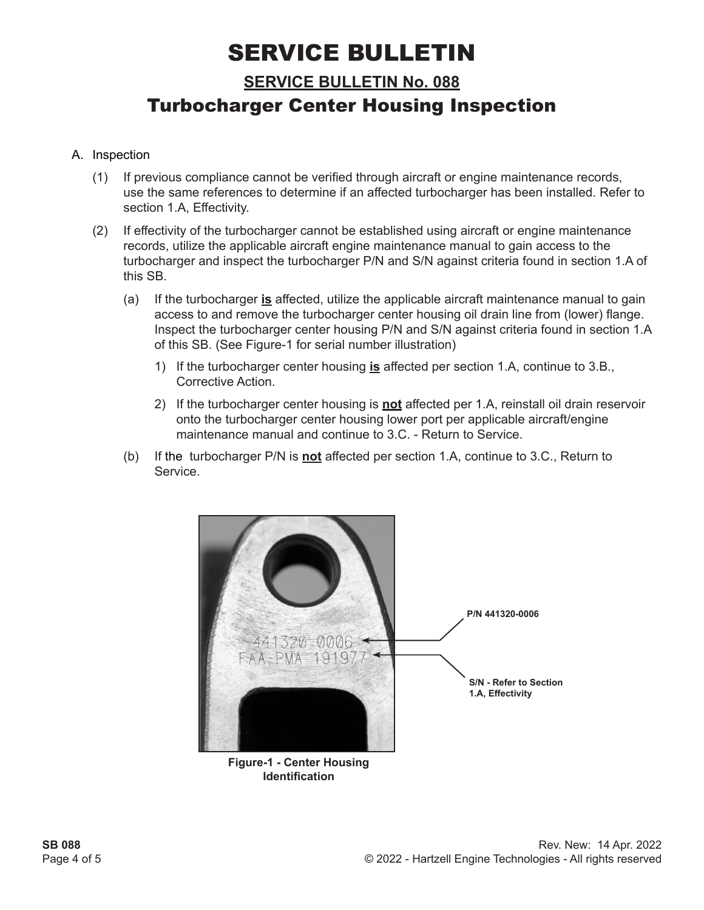# SERVICE BULLETIN

## SERVICE BULLETIN No. 088

## Turbocharger Center Housing Inspection

A. Inspection

(1) If previous compliance cannot be verified through aircraft or engine maintenance records, use the same references to determine if an affected turbocharger has been installed. Refer to section 1.A, Effectivity.

(2) If effectivity of the turbocharger cannot be established using aircraft or engine maintenance records, utilize the applicable aircraft engine maintenance manual to gain access to the turbocharger and inspect the turbocharger P/N and S/N against criteria found in section 1.A of this SB.

(a) If the turbocharger **is** affected, utilize the applicable aircraft maintenance manual to gain access to and remove the turbocharger center housing oil drain line from (lower) flange. Inspect the turbocharger center housing P/N and S/N against criteria found in section 1.A of this SB. (See Figure-1 for serial number illustration)

1) If the turbocharger center housing **is** affected per section 1.A, continue to 3.B., Corrective Action.

2) If the turbocharger center housing is **not** affected per 1.A, reinstall oil drain reservoir onto the turbocharger center housing lower port per applicable aircraft/engine maintenance manual and continue to 3.C. - Return to Service.

(b) If the turbocharger P/N is **not** affected per section 1.A, continue to 3.C., Return to Service.

P/N 441320-0006

S/N - Refer to Section 1.A, Effectivity

**Figure-1 - Center Housing Identification**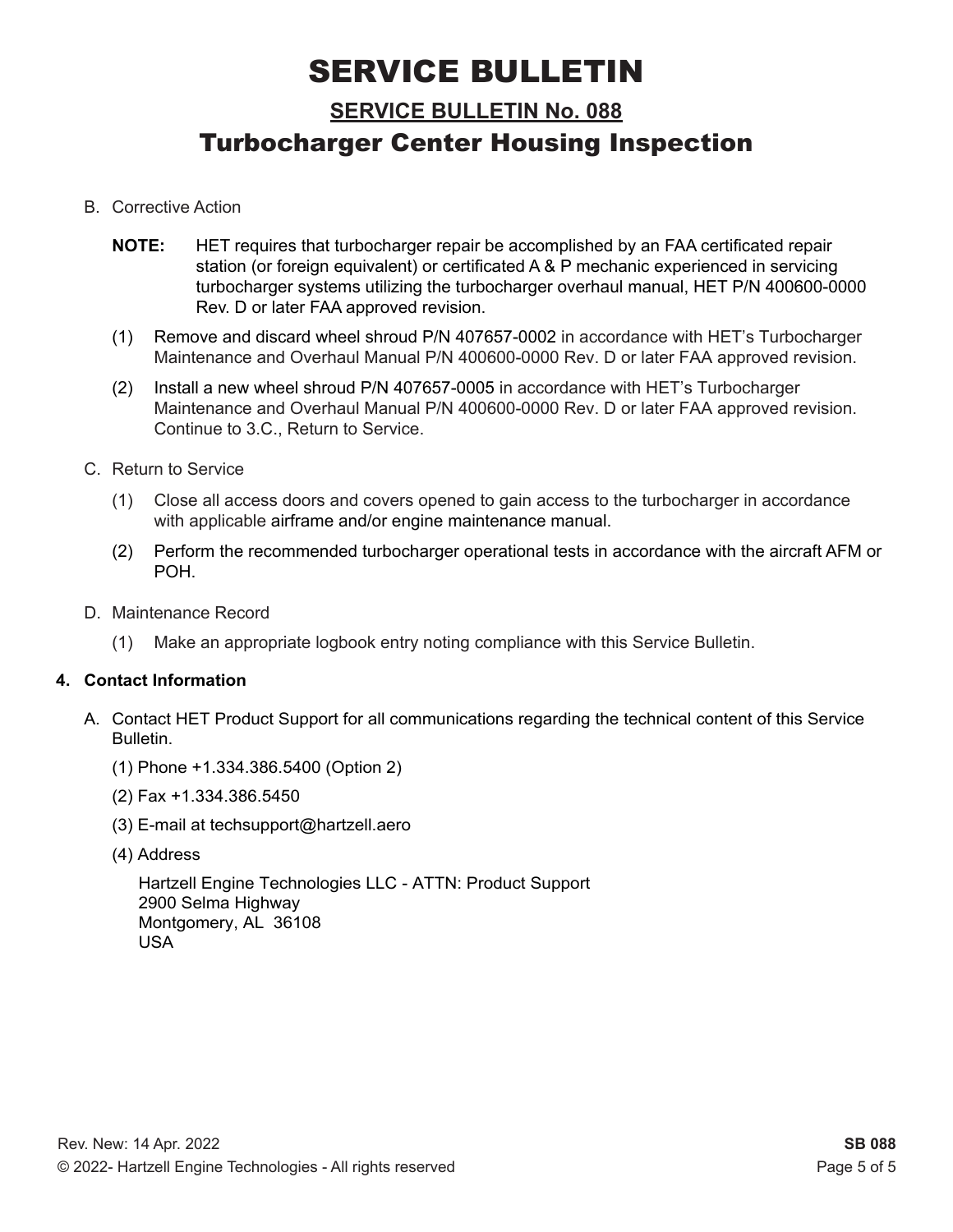# SERVICE BULLETIN

## SERVICE BULLETIN No. 088

## Turbocharger Center Housing Inspection

B. Corrective Action

**NOTE:** HET requires that turbocharger repair be accomplished by an FAA certificated repair station (or foreign equivalent) or certificated A & P mechanic experienced in servicing turbocharger systems utilizing the turbocharger overhaul manual, HET P/N 400600-0000 Rev. D or later FAA approved revision.

(1) Remove and discard wheel shroud P/N 407657-0002 in accordance with HET's Turbocharger Maintenance and Overhaul Manual P/N 400600-0000 Rev. D or later FAA approved revision.

(2) Install a new wheel shroud P/N 407657-0005 in accordance with HET's Turbocharger Maintenance and Overhaul Manual P/N 400600-0000 Rev. D or later FAA approved revision. Continue to 3.C., Return to Service.

C. Return to Service

(1) Close all access doors and covers opened to gain access to the turbocharger in accordance with applicable airframe and/or engine maintenance manual.

(2) Perform the recommended turbocharger operational tests in accordance with the aircraft AFM or POH.

D. Maintenance Record

(1) Make an appropriate logbook entry noting compliance with this Service Bulletin.

### 4. Contact Information

A. Contact HET Product Support for all communications regarding the technical content of this Service Bulletin.

(1) Phone +1.334.386.5400 (Option 2)

(2) Fax +1.334.386.5450

(3) E-mail at techsupport@hartzell.aero

(4) Address

Hartzell Engine Technologies LLC - ATTN: Product Support
2900 Selma Highway
Montgomery, AL 36108
USA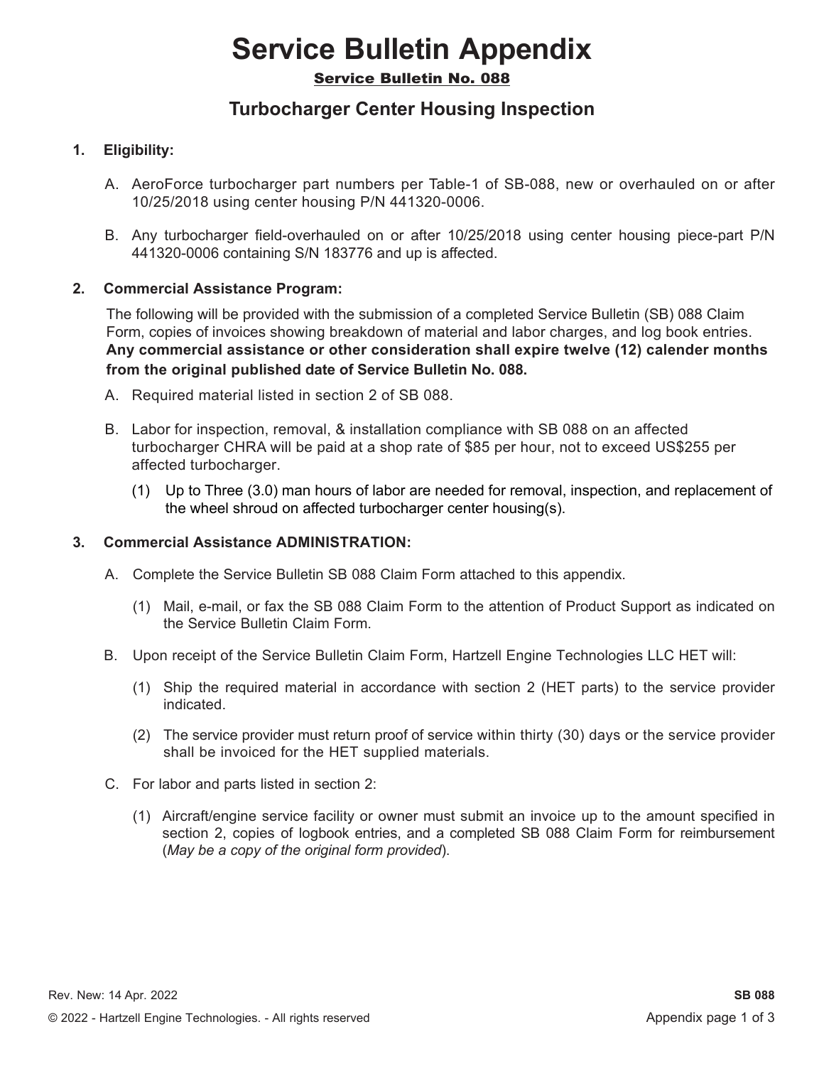# Service Bulletin Appendix

<u>**Service Bulletin No. 088**</u>

## Turbocharger Center Housing Inspection

### 1. Eligibility:

A. AeroForce turbocharger part numbers per Table-1 of SB-088, new or overhauled on or after 10/25/2018 using center housing P/N 441320-0006.

B. Any turbocharger field-overhauled on or after 10/25/2018 using center housing piece-part P/N 441320-0006 containing S/N 183776 and up is affected.

### 2. Commercial Assistance Program:

The following will be provided with the submission of a completed Service Bulletin (SB) 088 Claim Form, copies of invoices showing breakdown of material and labor charges, and log book entries. **Any commercial assistance or other consideration shall expire twelve (12) calender months from the original published date of Service Bulletin No. 088.**

A. Required material listed in section 2 of SB 088.

B. Labor for inspection, removal, & installation compliance with SB 088 on an affected turbocharger CHRA will be paid at a shop rate of $85 per hour, not to exceed US$255 per affected turbocharger.

(1) Up to Three (3.0) man hours of labor are needed for removal, inspection, and replacement of the wheel shroud on affected turbocharger center housing(s).

### 3. Commercial Assistance ADMINISTRATION:

A. Complete the Service Bulletin SB 088 Claim Form attached to this appendix.

(1) Mail, e-mail, or fax the SB 088 Claim Form to the attention of Product Support as indicated on the Service Bulletin Claim Form.

B. Upon receipt of the Service Bulletin Claim Form, Hartzell Engine Technologies LLC HET will:

(1) Ship the required material in accordance with section 2 (HET parts) to the service provider indicated.

(2) The service provider must return proof of service within thirty (30) days or the service provider shall be invoiced for the HET supplied materials.

C. For labor and parts listed in section 2:

(1) Aircraft/engine service facility or owner must submit an invoice up to the amount specified in section 2, copies of logbook entries, and a completed SB 088 Claim Form for reimbursement (*May be a copy of the original form provided*).

Rev. New: 14 Apr. 2022

© 2022 - Hartzell Engine Technologies. - All rights reserved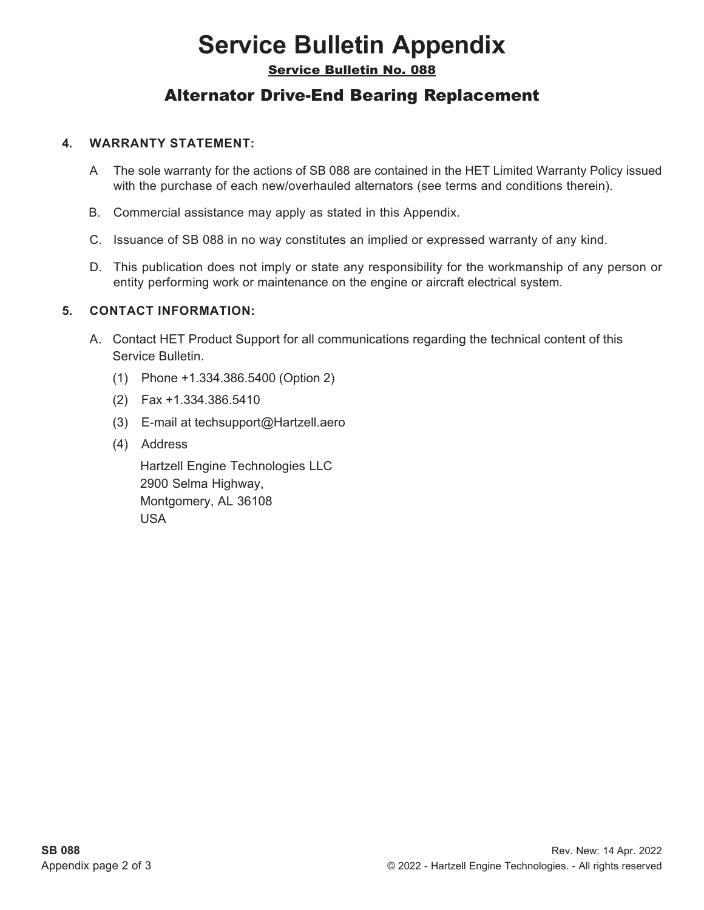# Service Bulletin Appendix

## Service Bulletin No. 088

## Alternator Drive-End Bearing Replacement

### 4. WARRANTY STATEMENT:

A The sole warranty for the actions of SB 088 are contained in the HET Limited Warranty Policy issued with the purchase of each new/overhauled alternators (see terms and conditions therein).

B. Commercial assistance may apply as stated in this Appendix.

C. Issuance of SB 088 in no way constitutes an implied or expressed warranty of any kind.

D. This publication does not imply or state any responsibility for the workmanship of any person or entity performing work or maintenance on the engine or aircraft electrical system.

### 5. CONTACT INFORMATION:

A. Contact HET Product Support for all communications regarding the technical content of this Service Bulletin.

(1) Phone +1.334.386.5400 (Option 2)

(2) Fax +1.334.386.5410

(3) E-mail at techsupport@Hartzell.aero

(4) Address

Hartzell Engine Technologies LLC
2900 Selma Highway,
Montgomery, AL 36108
USA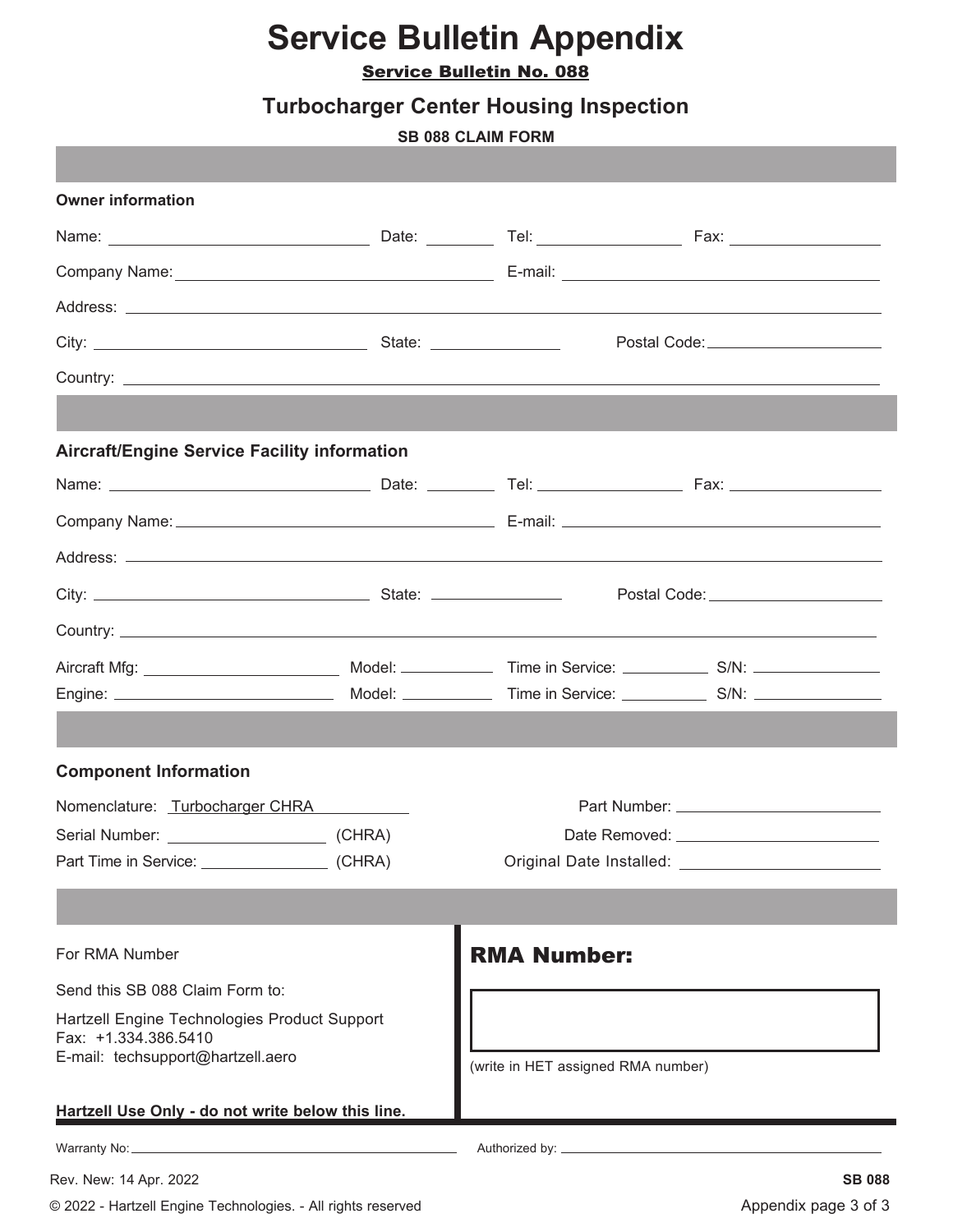# Service Bulletin Appendix

**Service Bulletin No. 088**

## Turbocharger Center Housing Inspection

**SB 088 CLAIM FORM**

### Owner information

Name: ______________________ Date: ________ Tel: ______________ Fax: ______________

Company Name: ______________________ E-mail: ______________________

Address: ______________________________________________

City: ______________________ State: ______________ Postal Code: ______________

Country: ______________________________________________

### Aircraft/Engine Service Facility information

Name: ______________________ Date: ________ Tel: ______________ Fax: ______________

Company Name: ______________________ E-mail: ______________________

Address: ______________________________________________

City: ______________________ State: ______________ Postal Code: ______________

Country: ______________________________________________

Aircraft Mfg: ______________ Model: ________ Time in Service: ________ S/N: ______________

Engine: ______________ Model: ________ Time in Service: ________ S/N: ______________

### Component Information

Nomenclature: Turbocharger CHRA Part Number: ______________

Serial Number: ______________ (CHRA) Date Removed: ______________

Part Time in Service: ______________ (CHRA) Original Date Installed: ______________

For RMA Number

Send this SB 088 Claim Form to:

Hartzell Engine Technologies Product Support
Fax: +1.334.386.5410
E-mail: techsupport@hartzell.aero

**RMA Number:**

(write in HET assigned RMA number)

**Hartzell Use Only - do not write below this line.**

Warranty No: ______________________ Authorized by: ______________________

Rev. New: 14 Apr. 2022

© 2022 - Hartzell Engine Technologies. - All rights reserved